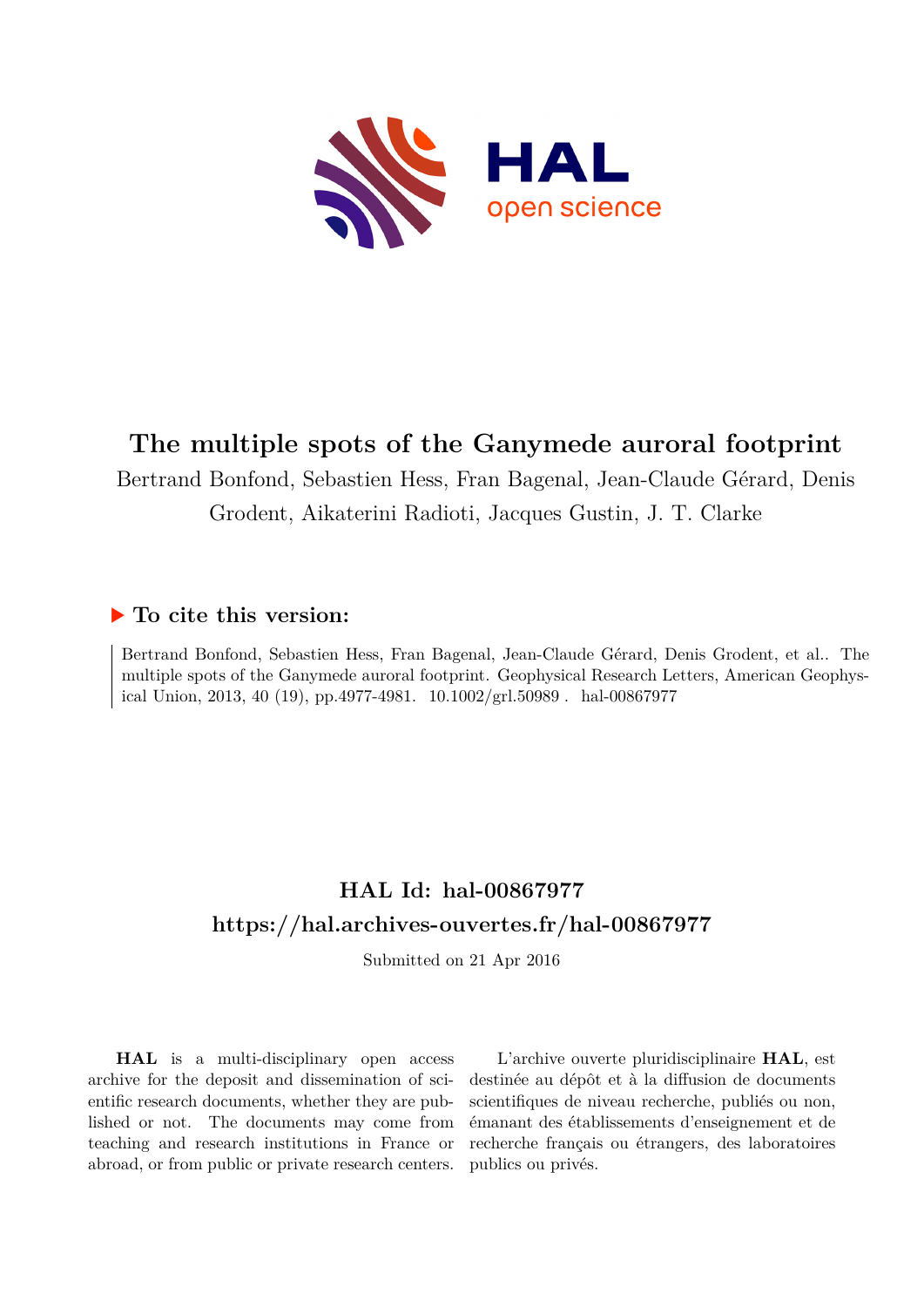# The multiple spots of the Ganymede auroral footprint

Bertrand Bonfond, Sebastien Hess, Fran Bagenal, Jean-Claude Gérard, Denis Grodent, Aikaterini Radioti, Jacques Gustin, J. T. Clarke

## ▶ To cite this version:

Bertrand Bonfond, Sebastien Hess, Fran Bagenal, Jean-Claude Gérard, Denis Grodent, et al.. The multiple spots of the Ganymede auroral footprint. Geophysical Research Letters, American Geophysical Union, 2013, 40 (19), pp.4977-4981. 10.1002/grl.50989 . hal-00867977

## HAL Id: hal-00867977
## https://hal.archives-ouvertes.fr/hal-00867977

Submitted on 21 Apr 2016

**HAL** is a multi-disciplinary open access archive for the deposit and dissemination of scientific research documents, whether they are published or not. The documents may come from teaching and research institutions in France or abroad, or from public or private research centers.

L'archive ouverte pluridisciplinaire **HAL**, est destinée au dépôt et à la diffusion de documents scientifiques de niveau recherche, publiés ou non, émanant des établissements d'enseignement et de recherche français ou étrangers, des laboratoires publics ou privés.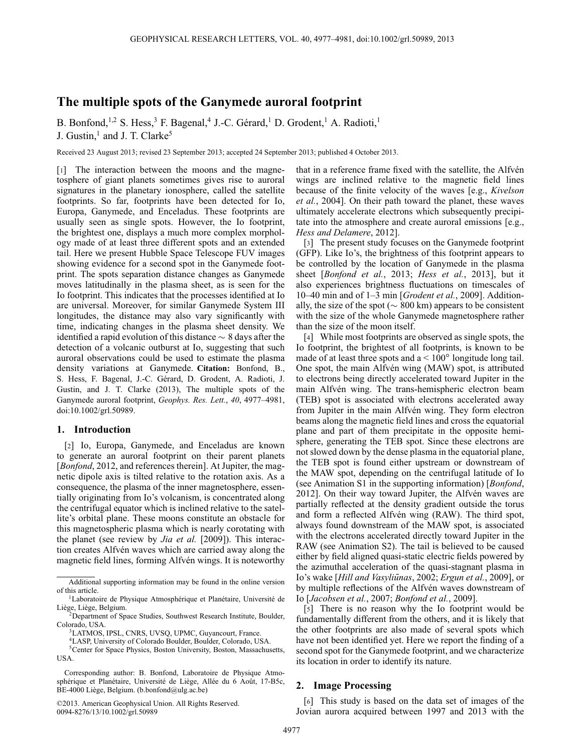# The multiple spots of the Ganymede auroral footprint

B. Bonfond,[1,2] S. Hess,[3] F. Bagenal,[4] J.-C. Gérard,[1] D. Grodent,[1] A. Radioti,[1] J. Gustin,[1] and J. T. Clarke[5]

Received 23 August 2013; revised 23 September 2013; accepted 24 September 2013; published 4 October 2013.

[1] The interaction between the moons and the magnetosphere of giant planets sometimes gives rise to auroral signatures in the planetary ionosphere, called the satellite footprints. So far, footprints have been detected for Io, Europa, Ganymede, and Enceladus. These footprints are usually seen as single spots. However, the Io footprint, the brightest one, displays a much more complex morphology made of at least three different spots and an extended tail. Here we present Hubble Space Telescope FUV images showing evidence for a second spot in the Ganymede footprint. The spots separation distance changes as Ganymede moves latitudinally in the plasma sheet, as is seen for the Io footprint. This indicates that the processes identified at Io are universal. Moreover, for similar Ganymede System III longitudes, the distance may also vary significantly with time, indicating changes in the plasma sheet density. We identified a rapid evolution of this distance ~ 8 days after the detection of a volcanic outburst at Io, suggesting that such auroral observations could be used to estimate the plasma density variations at Ganymede. **Citation:** Bonfond, B., S. Hess, F. Bagenal, J.-C. Gérard, D. Grodent, A. Radioti, J. Gustin, and J. T. Clarke (2013), The multiple spots of the Ganymede auroral footprint, *Geophys. Res. Lett.*, *40*, 4977–4981, doi:10.1002/grl.50989.

## 1. Introduction

[2] Io, Europa, Ganymede, and Enceladus are known to generate an auroral footprint on their parent planets [*Bonfond*, 2012, and references therein]. At Jupiter, the magnetic dipole axis is tilted relative to the rotation axis. As a consequence, the plasma of the inner magnetosphere, essentially originating from Io's volcanism, is concentrated along the centrifugal equator which is inclined relative to the satellite's orbital plane. These moons constitute an obstacle for this magnetospheric plasma which is nearly corotating with the planet (see review by *Jia et al.* [2009]). This interaction creates Alfvén waves which are carried away along the magnetic field lines, forming Alfvén wings. It is noteworthy that in a reference frame fixed with the satellite, the Alfvén wings are inclined relative to the magnetic field lines because of the finite velocity of the waves [e.g., *Kivelson et al.*, 2004]. On their path toward the planet, these waves ultimately accelerate electrons which subsequently precipitate into the atmosphere and create auroral emissions [e.g., *Hess and Delamere*, 2012].

[3] The present study focuses on the Ganymede footprint (GFP). Like Io's, the brightness of this footprint appears to be controlled by the location of Ganymede in the plasma sheet [*Bonfond et al.*, 2013; *Hess et al.*, 2013], but it also experiences brightness fluctuations on timescales of 10–40 min and of 1–3 min [*Grodent et al.*, 2009]. Additionally, the size of the spot (~ 800 km) appears to be consistent with the size of the whole Ganymede magnetosphere rather than the size of the moon itself.

[4] While most footprints are observed as single spots, the Io footprint, the brightest of all footprints, is known to be made of at least three spots and a < 100° longitude long tail. One spot, the main Alfvén wing (MAW) spot, is attributed to electrons being directly accelerated toward Jupiter in the main Alfvén wing. The trans-hemispheric electron beam (TEB) spot is associated with electrons accelerated away from Jupiter in the main Alfvén wing. They form electron beams along the magnetic field lines and cross the equatorial plane and part of them precipitate in the opposite hemisphere, generating the TEB spot. Since these electrons are not slowed down by the dense plasma in the equatorial plane, the TEB spot is found either upstream or downstream of the MAW spot, depending on the centrifugal latitude of Io (see Animation S1 in the supporting information) [*Bonfond*, 2012]. On their way toward Jupiter, the Alfvén waves are partially reflected at the density gradient outside the torus and form a reflected Alfvén wing (RAW). The third spot, always found downstream of the MAW spot, is associated with the electrons accelerated directly toward Jupiter in the RAW (see Animation S2). The tail is believed to be caused either by field aligned quasi-static electric fields powered by the azimuthal acceleration of the quasi-stagnant plasma in Io's wake [*Hill and Vasyliūnas*, 2002; *Ergun et al.*, 2009], or by multiple reflections of the Alfvén waves downstream of Io [*Jacobsen et al.*, 2007; *Bonfond et al.*, 2009].

[5] There is no reason why the Io footprint would be fundamentally different from the others, and it is likely that the other footprints are also made of several spots which have not been identified yet. Here we report the finding of a second spot for the Ganymede footprint, and we characterize its location in order to identify its nature.

## 2. Image Processing

[6] This study is based on the data set of images of the Jovian aurora acquired between 1997 and 2013 with the

---

Additional supporting information may be found in the online version of this article.

[1]Laboratoire de Physique Atmosphérique et Planétaire, Université de Liège, Liège, Belgium.

[2]Department of Space Studies, Southwest Research Institute, Boulder, Colorado, USA.

[3]LATMOS, IPSL, CNRS, UVSQ, UPMC, Guyancourt, France.

[4]LASP, University of Colorado Boulder, Boulder, Colorado, USA.

[5]Center for Space Physics, Boston University, Boston, Massachusetts, USA.

Corresponding author: B. Bonfond, Laboratoire de Physique Atmosphérique et Planétaire, Université de Liège, Allée du 6 Août, 17-B5c, BE-4000 Liège, Belgium. (b.bonfond@ulg.ac.be)

©2013. American Geophysical Union. All Rights Reserved.
0094-8276/13/10.1002/grl.50989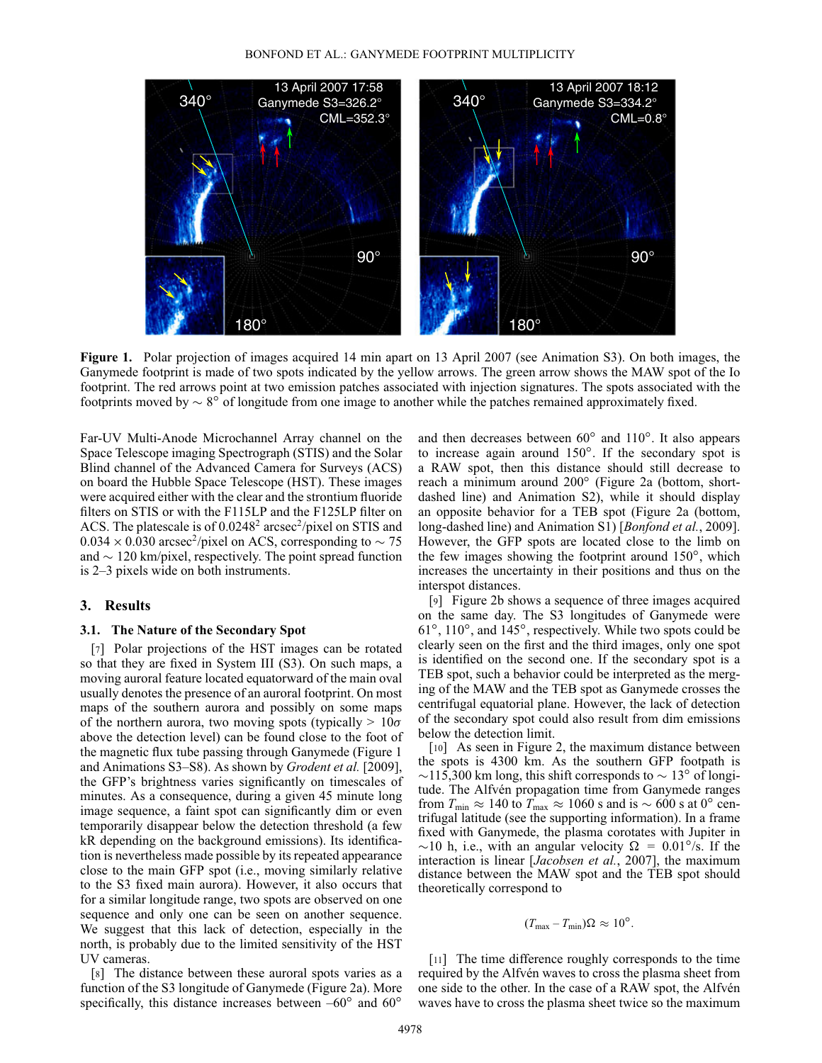Figure 1. Polar projection of images acquired 14 min apart on 13 April 2007 (see Animation S3). On both images, the Ganymede footprint is made of two spots indicated by the yellow arrows. The green arrow shows the MAW spot of the Io footprint. The red arrows point at two emission patches associated with injection signatures. The spots associated with the footprints moved by ∼ 8° of longitude from one image to another while the patches remained approximately fixed.

Far-UV Multi-Anode Microchannel Array channel on the Space Telescope imaging Spectrograph (STIS) and the Solar Blind channel of the Advanced Camera for Surveys (ACS) on board the Hubble Space Telescope (HST). These images were acquired either with the clear and the strontium fluoride filters on STIS or with the F115LP and the F125LP filter on ACS. The platescale is of $0.0248^2$ arcsec$^2$/pixel on STIS and $0.034 \times 0.030$ arcsec$^2$/pixel on ACS, corresponding to ∼ 75 and ∼ 120 km/pixel, respectively. The point spread function is 2–3 pixels wide on both instruments.

## 3. Results

### 3.1. The Nature of the Secondary Spot

[7] Polar projections of the HST images can be rotated so that they are fixed in System III (S3). On such maps, a moving auroral feature located equatorward of the main oval usually denotes the presence of an auroral footprint. On most maps of the southern aurora and possibly on some maps of the northern aurora, two moving spots (typically > $10\sigma$ above the detection level) can be found close to the foot of the magnetic flux tube passing through Ganymede (Figure 1 and Animations S3–S8). As shown by *Grodent et al.* [2009], the GFP's brightness varies significantly on timescales of minutes. As a consequence, during a given 45 minute long image sequence, a faint spot can significantly dim or even temporarily disappear below the detection threshold (a few kR depending on the background emissions). Its identification is nevertheless made possible by its repeated appearance close to the main GFP spot (i.e., moving similarly relative to the S3 fixed main aurora). However, it also occurs that for a similar longitude range, two spots are observed on one sequence and only one can be seen on another sequence. We suggest that this lack of detection, especially in the north, is probably due to the limited sensitivity of the HST UV cameras.

[8] The distance between these auroral spots varies as a function of the S3 longitude of Ganymede (Figure 2a). More specifically, this distance increases between −60° and 60° and then decreases between 60° and 110°. It also appears to increase again around 150°. If the secondary spot is a RAW spot, then this distance should still decrease to reach a minimum around 200° (Figure 2a (bottom, short-dashed line) and Animation S2), while it should display an opposite behavior for a TEB spot (Figure 2a (bottom, long-dashed line) and Animation S1) [*Bonfond et al.*, 2009]. However, the GFP spots are located close to the limb on the few images showing the footprint around 150°, which increases the uncertainty in their positions and thus on the interspot distances.

[9] Figure 2b shows a sequence of three images acquired on the same day. The S3 longitudes of Ganymede were 61°, 110°, and 145°, respectively. While two spots could be clearly seen on the first and the third images, only one spot is identified on the second one. If the secondary spot is a TEB spot, such a behavior could be interpreted as the merging of the MAW and the TEB spot as Ganymede crosses the centrifugal equatorial plane. However, the lack of detection of the secondary spot could also result from dim emissions below the detection limit.

[10] As seen in Figure 2, the maximum distance between the spots is 4300 km. As the southern GFP footpath is ∼115,300 km long, this shift corresponds to ∼ 13° of longitude. The Alfvén propagation time from Ganymede ranges from $T_{\min} \approx 140$ to $T_{\max} \approx 1060$ s and is ∼ 600 s at 0° centrifugal latitude (see the supporting information). In a frame fixed with Ganymede, the plasma corotates with Jupiter in ∼10 h, i.e., with an angular velocity $\Omega = 0.01°$/s. If the interaction is linear [*Jacobsen et al.*, 2007], the maximum distance between the MAW spot and the TEB spot should theoretically correspond to

$$(T_{\max} - T_{\min})\Omega \approx 10°.$$

[11] The time difference roughly corresponds to the time required by the Alfvén waves to cross the plasma sheet from one side to the other. In the case of a RAW spot, the Alfvén waves have to cross the plasma sheet twice so the maximum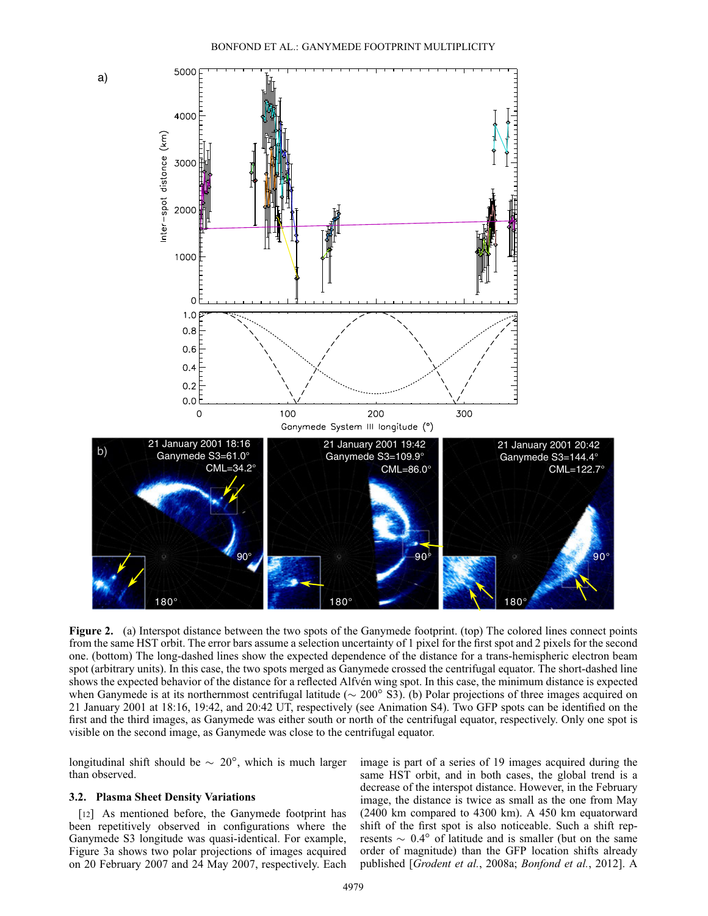**Figure 2.** (a) Interspot distance between the two spots of the Ganymede footprint. (top) The colored lines connect points from the same HST orbit. The error bars assume a selection uncertainty of 1 pixel for the first spot and 2 pixels for the second one. (bottom) The long-dashed lines show the expected dependence of the distance for a trans-hemispheric electron beam spot (arbitrary units). In this case, the two spots merged as Ganymede crossed the centrifugal equator. The short-dashed line shows the expected behavior of the distance for a reflected Alfvén wing spot. In this case, the minimum distance is expected when Ganymede is at its northernmost centrifugal latitude (~ 200° S3). (b) Polar projections of three images acquired on 21 January 2001 at 18:16, 19:42, and 20:42 UT, respectively (see Animation S4). Two GFP spots can be identified on the first and the third images, as Ganymede was either south or north of the centrifugal equator, respectively. Only one spot is visible on the second image, as Ganymede was close to the centrifugal equator.

longitudinal shift should be ~ 20°, which is much larger than observed.

### 3.2. Plasma Sheet Density Variations

[12] As mentioned before, the Ganymede footprint has been repetitively observed in configurations where the Ganymede S3 longitude was quasi-identical. For example, Figure 3a shows two polar projections of images acquired on 20 February 2007 and 24 May 2007, respectively. Each image is part of a series of 19 images acquired during the same HST orbit, and in both cases, the global trend is a decrease of the interspot distance. However, in the February image, the distance is twice as small as the one from May (2400 km compared to 4300 km). A 450 km equatorward shift of the first spot is also noticeable. Such a shift represents ~ 0.4° of latitude and is smaller (but on the same order of magnitude) than the GFP location shifts already published [*Grodent et al.*, 2008a; *Bonfond et al.*, 2012]. A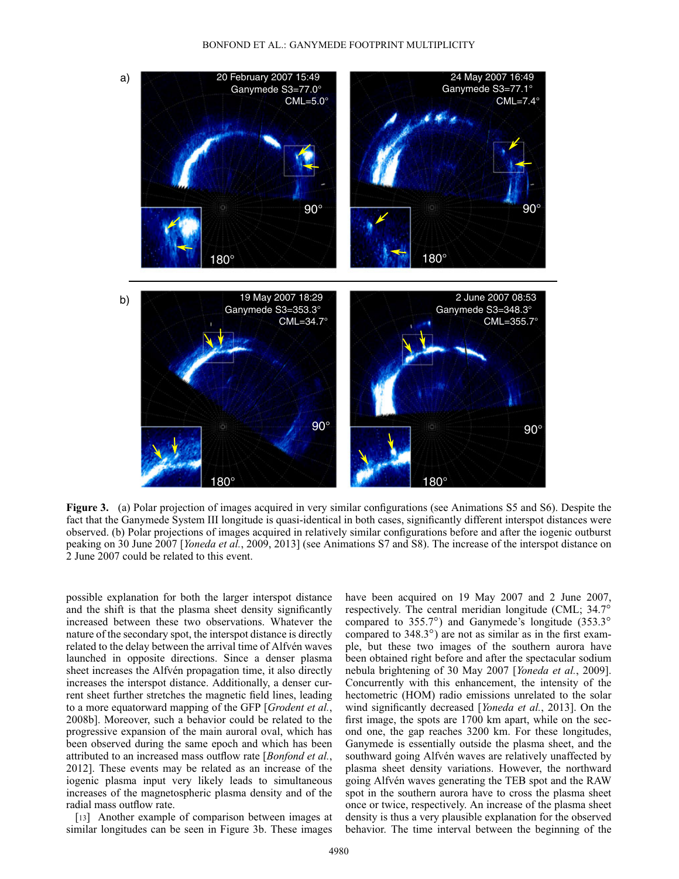**Figure 3.** (a) Polar projection of images acquired in very similar configurations (see Animations S5 and S6). Despite the fact that the Ganymede System III longitude is quasi-identical in both cases, significantly different interspot distances were observed. (b) Polar projections of images acquired in relatively similar configurations before and after the iogenic outburst peaking on 30 June 2007 [*Yoneda et al.*, 2009, 2013] (see Animations S7 and S8). The increase of the interspot distance on 2 June 2007 could be related to this event.

possible explanation for both the larger interspot distance and the shift is that the plasma sheet density significantly increased between these two observations. Whatever the nature of the secondary spot, the interspot distance is directly related to the delay between the arrival time of Alfvén waves launched in opposite directions. Since a denser plasma sheet increases the Alfvén propagation time, it also directly increases the interspot distance. Additionally, a denser current sheet further stretches the magnetic field lines, leading to a more equatorward mapping of the GFP [*Grodent et al.*, 2008b]. Moreover, such a behavior could be related to the progressive expansion of the main auroral oval, which has been observed during the same epoch and which has been attributed to an increased mass outflow rate [*Bonfond et al.*, 2012]. These events may be related as an increase of the iogenic plasma input very likely leads to simultaneous increases of the magnetospheric plasma density and of the radial mass outflow rate.

[13] Another example of comparison between images at similar longitudes can be seen in Figure 3b. These images have been acquired on 19 May 2007 and 2 June 2007, respectively. The central meridian longitude (CML; 34.7° compared to 355.7°) and Ganymede's longitude (353.3° compared to 348.3°) are not as similar as in the first example, but these two images of the southern aurora have been obtained right before and after the spectacular sodium nebula brightening of 30 May 2007 [*Yoneda et al.*, 2009]. Concurrently with this enhancement, the intensity of the hectometric (HOM) radio emissions unrelated to the solar wind significantly decreased [*Yoneda et al.*, 2013]. On the first image, the spots are 1700 km apart, while on the second one, the gap reaches 3200 km. For these longitudes, Ganymede is essentially outside the plasma sheet, and the southward going Alfvén waves are relatively unaffected by plasma sheet density variations. However, the northward going Alfvén waves generating the TEB spot and the RAW spot in the southern aurora have to cross the plasma sheet once or twice, respectively. An increase of the plasma sheet density is thus a very plausible explanation for the observed behavior. The time interval between the beginning of the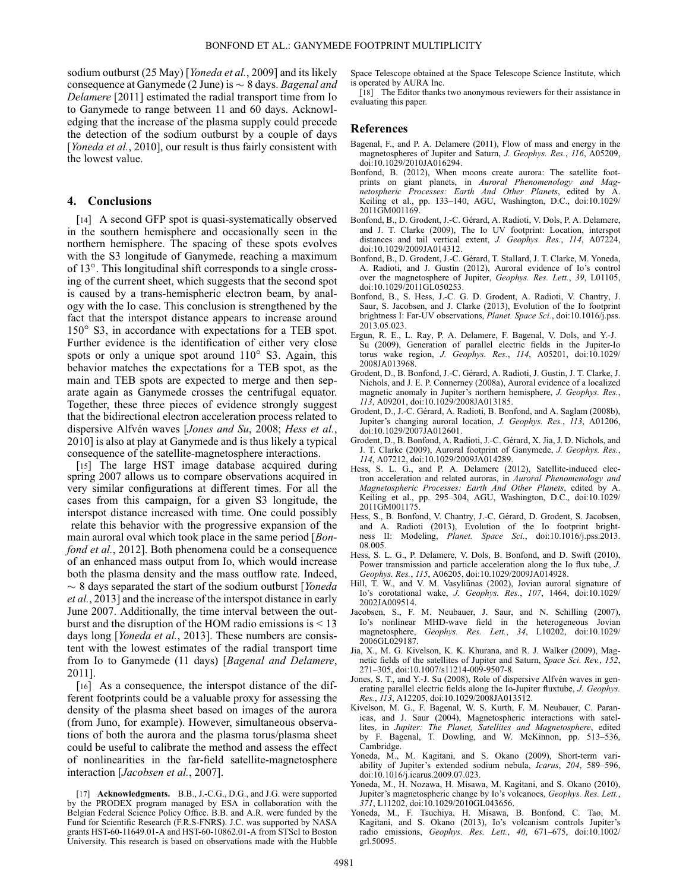sodium outburst (25 May) [*Yoneda et al.*, 2009] and its likely consequence at Ganymede (2 June) is ~ 8 days. *Bagenal and Delamere* [2011] estimated the radial transport time from Io to Ganymede to range between 11 and 60 days. Acknowledging that the increase of the plasma supply could precede the detection of the sodium outburst by a couple of days [*Yoneda et al.*, 2010], our result is thus fairly consistent with the lowest value.

## 4. Conclusions

[14] A second GFP spot is quasi-systematically observed in the southern hemisphere and occasionally seen in the northern hemisphere. The spacing of these spots evolves with the S3 longitude of Ganymede, reaching a maximum of 13°. This longitudinal shift corresponds to a single crossing of the current sheet, which suggests that the second spot is caused by a trans-hemispheric electron beam, by analogy with the Io case. This conclusion is strengthened by the fact that the interspot distance appears to increase around 150° S3, in accordance with expectations for a TEB spot. Further evidence is the identification of either very close spots or only a unique spot around 110° S3. Again, this behavior matches the expectations for a TEB spot, as the main and TEB spots are expected to merge and then separate again as Ganymede crosses the centrifugal equator. Together, these three pieces of evidence strongly suggest that the bidirectional electron acceleration process related to dispersive Alfvén waves [*Jones and Su*, 2008; *Hess et al.*, 2010] is also at play at Ganymede and is thus likely a typical consequence of the satellite-magnetosphere interactions.

[15] The large HST image database acquired during spring 2007 allows us to compare observations acquired in very similar configurations at different times. For all the cases from this campaign, for a given S3 longitude, the interspot distance increased with time. One could possibly relate this behavior with the progressive expansion of the main auroral oval which took place in the same period [*Bonfond et al.*, 2012]. Both phenomena could be a consequence of an enhanced mass output from Io, which would increase both the plasma density and the mass outflow rate. Indeed, ~ 8 days separated the start of the sodium outburst [*Yoneda et al.*, 2013] and the increase of the interspot distance in early June 2007. Additionally, the time interval between the outburst and the disruption of the HOM radio emissions is < 13 days long [*Yoneda et al.*, 2013]. These numbers are consistent with the lowest estimates of the radial transport time from Io to Ganymede (11 days) [*Bagenal and Delamere*, 2011].

[16] As a consequence, the interspot distance of the different footprints could be a valuable proxy for assessing the density of the plasma sheet based on images of the aurora (from Juno, for example). However, simultaneous observations of both the aurora and the plasma torus/plasma sheet could be useful to calibrate the method and assess the effect of nonlinearities in the far-field satellite-magnetosphere interaction [*Jacobsen et al.*, 2007].

[17] **Acknowledgments.** B.B., J.-C.G., D.G., and J.G. were supported by the PRODEX program managed by ESA in collaboration with the Belgian Federal Science Policy Office. B.B. and A.R. were funded by the Fund for Scientific Research (F.R.S-FNRS). J.C. was supported by NASA grants HST-60-11649.01-A and HST-60-10862.01-A from STScI to Boston University. This research is based on observations made with the Hubble Space Telescope obtained at the Space Telescope Science Institute, which is operated by AURA Inc.

[18] The Editor thanks two anonymous reviewers for their assistance in evaluating this paper.

## References

Bagenal, F., and P. A. Delamere (2011), Flow of mass and energy in the magnetospheres of Jupiter and Saturn, *J. Geophys. Res.*, *116*, A05209, doi:10.1029/2010JA016294.

Bonfond, B. (2012), When moons create aurora: The satellite footprints on giant planets, in *Auroral Phenomenology and Magnetospheric Processes: Earth And Other Planets*, edited by A. Keiling et al., pp. 133–140, AGU, Washington, D.C., doi:10.1029/2011GM001169.

Bonfond, B., D. Grodent, J.-C. Gérard, A. Radioti, V. Dols, P. A. Delamere, and J. T. Clarke (2009), The Io UV footprint: Location, interspot distances and tail vertical extent, *J. Geophys. Res.*, *114*, A07224, doi:10.1029/2009JA014312.

Bonfond, B., D. Grodent, J.-C. Gérard, T. Stallard, J. T. Clarke, M. Yoneda, A. Radioti, and J. Gustin (2012), Auroral evidence of Io's control over the magnetosphere of Jupiter, *Geophys. Res. Lett.*, *39*, L01105, doi:10.1029/2011GL050253.

Bonfond, B., S. Hess, J.-C. G. D. Grodent, A. Radioti, V. Chantry, J. Saur, S. Jacobsen, and J. Clarke (2013), Evolution of the Io footprint brightness I: Far-UV observations, *Planet. Space Sci.*, doi:10.1016/j.pss.2013.05.023.

Ergun, R. E., L. Ray, P. A. Delamere, F. Bagenal, V. Dols, and Y.-J. Su (2009), Generation of parallel electric fields in the Jupiter-Io torus wake region, *J. Geophys. Res.*, *114*, A05201, doi:10.1029/2008JA013968.

Grodent, D., B. Bonfond, J.-C. Gérard, A. Radioti, J. Gustin, J. T. Clarke, J. Nichols, and J. E. P. Connerney (2008a), Auroral evidence of a localized magnetic anomaly in Jupiter's northern hemisphere, *J. Geophys. Res.*, *113*, A09201, doi:10.1029/2008JA013185.

Grodent, D., J.-C. Gérard, A. Radioti, B. Bonfond, and A. Saglam (2008b), Jupiter's changing auroral location, *J. Geophys. Res.*, *113*, A01206, doi:10.1029/2007JA012601.

Grodent, D., B. Bonfond, A. Radioti, J.-C. Gérard, X. Jia, J. D. Nichols, and J. T. Clarke (2009), Auroral footprint of Ganymede, *J. Geophys. Res.*, *114*, A07212, doi:10.1029/2009JA014289.

Hess, S. L. G., and P. A. Delamere (2012), Satellite-induced electron acceleration and related auroras, in *Auroral Phenomenology and Magnetospheric Processes: Earth And Other Planets*, edited by A. Keiling et al., pp. 295–304, AGU, Washington, D.C., doi:10.1029/2011GM001175.

Hess, S., B. Bonfond, V. Chantry, J.-C. Gérard, D. Grodent, S. Jacobsen, and A. Radioti (2013), Evolution of the Io footprint brightness II: Modeling, *Planet. Space Sci.*, doi:10.1016/j.pss.2013.08.005.

Hess, S. L. G., P. Delamere, V. Dols, B. Bonfond, and D. Swift (2010), Power transmission and particle acceleration along the Io flux tube, *J. Geophys. Res.*, *115*, A06205, doi:10.1029/2009JA014928.

Hill, T. W., and V. M. Vasyliūnas (2002), Jovian auroral signature of Io's corotational wake, *J. Geophys. Res.*, *107*, 1464, doi:10.1029/2002JA009514.

Jacobsen, S., F. M. Neubauer, J. Saur, and N. Schilling (2007), Io's nonlinear MHD-wave field in the heterogeneous Jovian magnetosphere, *Geophys. Res. Lett.*, *34*, L10202, doi:10.1029/2006GL029187.

Jia, X., M. G. Kivelson, K. K. Khurana, and R. J. Walker (2009), Magnetic fields of the satellites of Jupiter and Saturn, *Space Sci. Rev.*, *152*, 271–305, doi:10.1007/s11214-009-9507-8.

Jones, S. T., and Y.-J. Su (2008), Role of dispersive Alfvén waves in generating parallel electric fields along the Io-Jupiter fluxtube, *J. Geophys. Res.*, *113*, A12205, doi:10.1029/2008JA013512.

Kivelson, M. G., F. Bagenal, W. S. Kurth, F. M. Neubauer, C. Paranicas, and J. Saur (2004), Magnetospheric interactions with satellites, in *Jupiter: The Planet, Satellites and Magnetosphere*, edited by F. Bagenal, T. Dowling, and W. McKinnon, pp. 513–536, Cambridge.

Yoneda, M., M. Kagitani, and S. Okano (2009), Short-term variability of Jupiter's extended sodium nebula, *Icarus*, *204*, 589–596, doi:10.1016/j.icarus.2009.07.023.

Yoneda, M., H. Nozawa, H. Misawa, M. Kagitani, and S. Okano (2010), Jupiter's magnetospheric change by Io's volcanoes, *Geophys. Res. Lett.*, *371*, L11202, doi:10.1029/2010GL043656.

Yoneda, M., F. Tsuchiya, H. Misawa, B. Bonfond, C. Tao, M. Kagitani, and S. Okano (2013), Io's volcanism controls Jupiter's radio emissions, *Geophys. Res. Lett.*, *40*, 671–675, doi:10.1002/grl.50095.